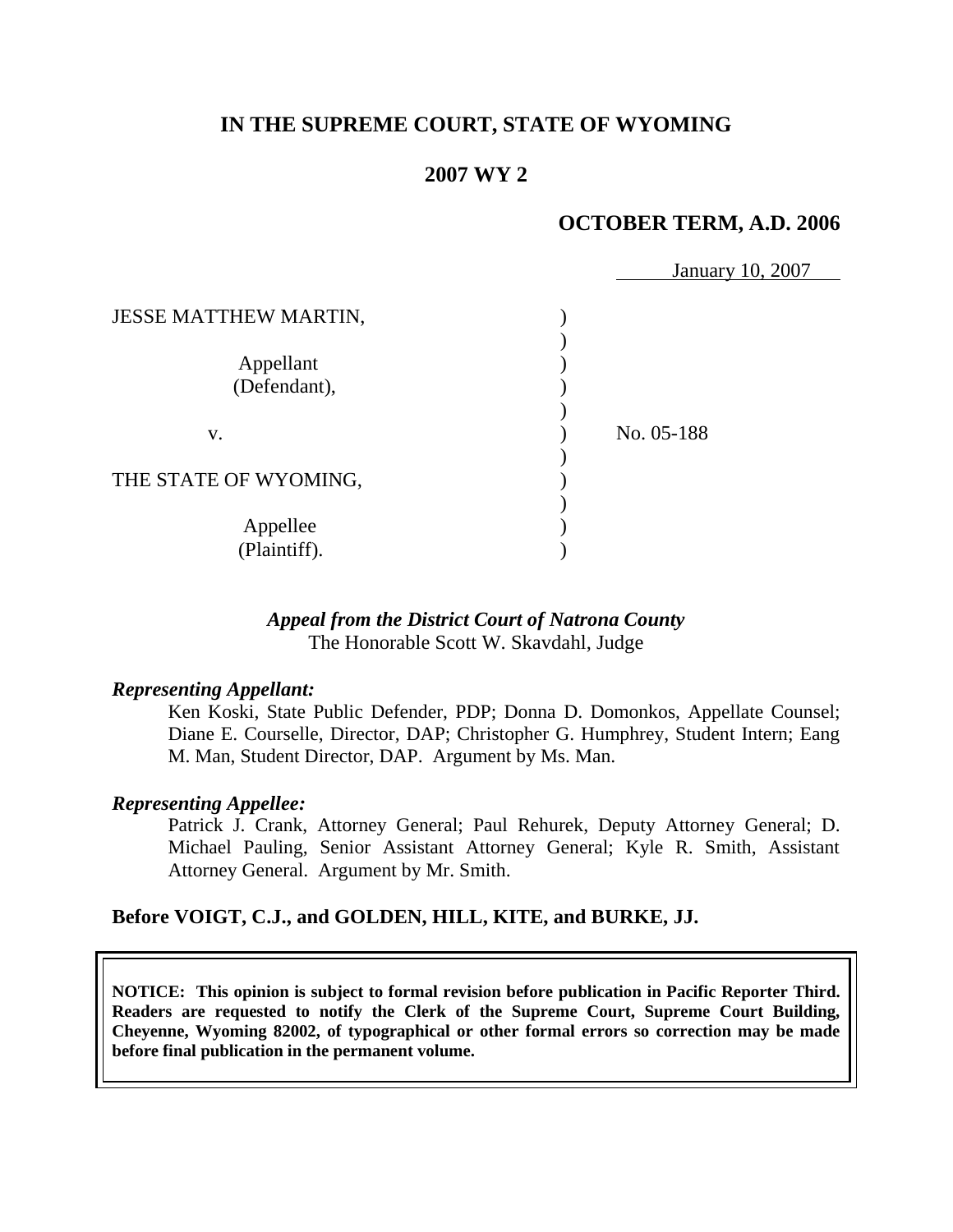**IN THE SUPREME COURT, STATE OF WYOMING**

**2007 WY 2**

**OCTOBER TERM, A.D. 2006**

January 10, 2007

| | | |
|---|---|---|
| JESSE MATTHEW MARTIN, | ) | |
| | ) | |
| Appellant (Defendant), | ) | |
| | ) | |
| v. | ) | No. 05-188 |
| | ) | |
| THE STATE OF WYOMING, | ) | |
| | ) | |
| Appellee (Plaintiff). | ) | |

***Appeal from the District Court of Natrona County***
The Honorable Scott W. Skavdahl, Judge

***Representing Appellant:***

Ken Koski, State Public Defender, PDP; Donna D. Domonkos, Appellate Counsel; Diane E. Courselle, Director, DAP; Christopher G. Humphrey, Student Intern; Eang M. Man, Student Director, DAP. Argument by Ms. Man.

***Representing Appellee:***

Patrick J. Crank, Attorney General; Paul Rehurek, Deputy Attorney General; D. Michael Pauling, Senior Assistant Attorney General; Kyle R. Smith, Assistant Attorney General. Argument by Mr. Smith.

**Before VOIGT, C.J., and GOLDEN, HILL, KITE, and BURKE, JJ.**

**NOTICE: This opinion is subject to formal revision before publication in Pacific Reporter Third. Readers are requested to notify the Clerk of the Supreme Court, Supreme Court Building, Cheyenne, Wyoming 82002, of typographical or other formal errors so correction may be made before final publication in the permanent volume.**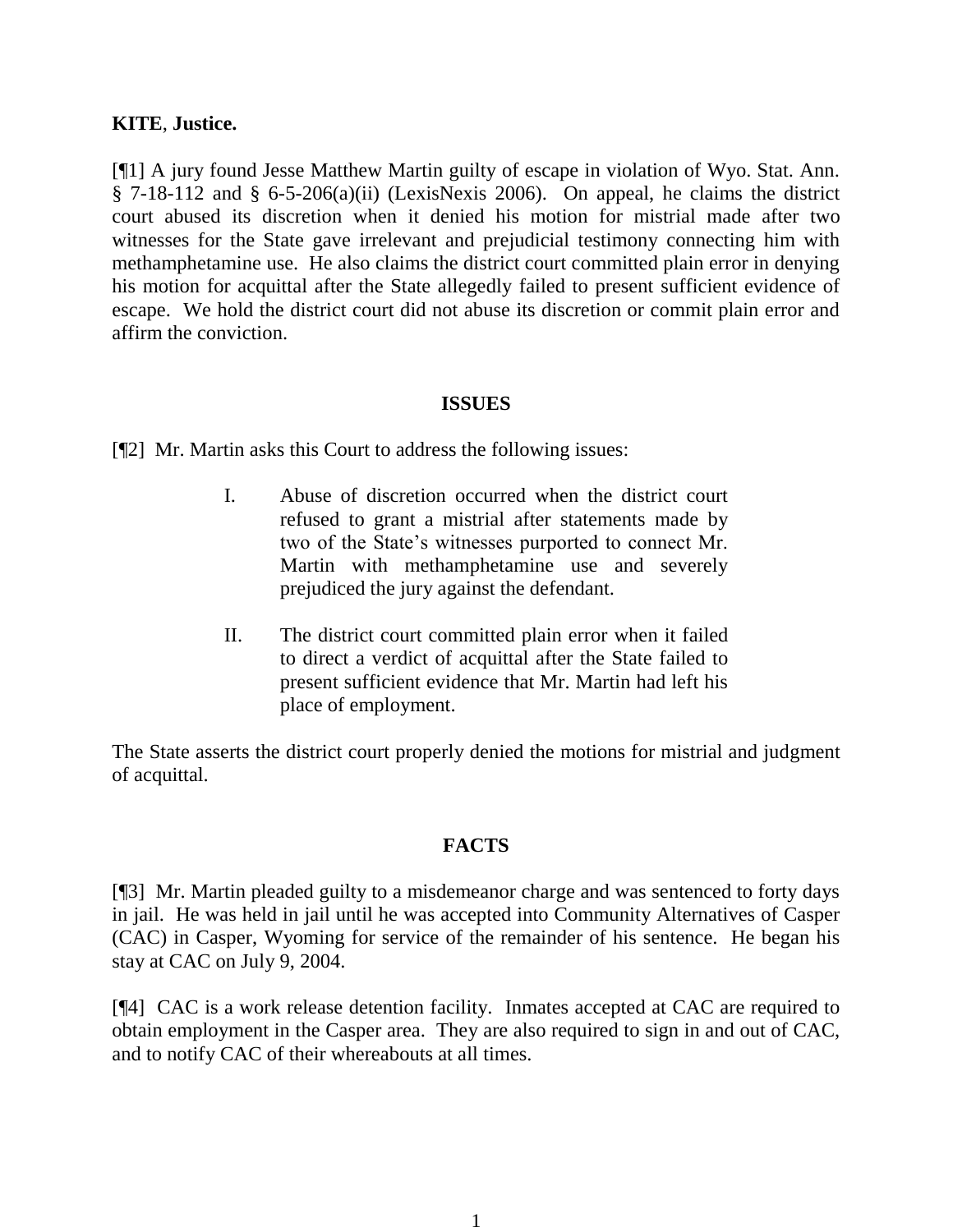**KITE**, **Justice.**

[¶1] A jury found Jesse Matthew Martin guilty of escape in violation of Wyo. Stat. Ann. § 7-18-112 and § 6-5-206(a)(ii) (LexisNexis 2006). On appeal, he claims the district court abused its discretion when it denied his motion for mistrial made after two witnesses for the State gave irrelevant and prejudicial testimony connecting him with methamphetamine use. He also claims the district court committed plain error in denying his motion for acquittal after the State allegedly failed to present sufficient evidence of escape. We hold the district court did not abuse its discretion or commit plain error and affirm the conviction.

## ISSUES

[¶2] Mr. Martin asks this Court to address the following issues:

> I. Abuse of discretion occurred when the district court refused to grant a mistrial after statements made by two of the State's witnesses purported to connect Mr. Martin with methamphetamine use and severely prejudiced the jury against the defendant.
>
> II. The district court committed plain error when it failed to direct a verdict of acquittal after the State failed to present sufficient evidence that Mr. Martin had left his place of employment.

The State asserts the district court properly denied the motions for mistrial and judgment of acquittal.

## FACTS

[¶3] Mr. Martin pleaded guilty to a misdemeanor charge and was sentenced to forty days in jail. He was held in jail until he was accepted into Community Alternatives of Casper (CAC) in Casper, Wyoming for service of the remainder of his sentence. He began his stay at CAC on July 9, 2004.

[¶4] CAC is a work release detention facility. Inmates accepted at CAC are required to obtain employment in the Casper area. They are also required to sign in and out of CAC, and to notify CAC of their whereabouts at all times.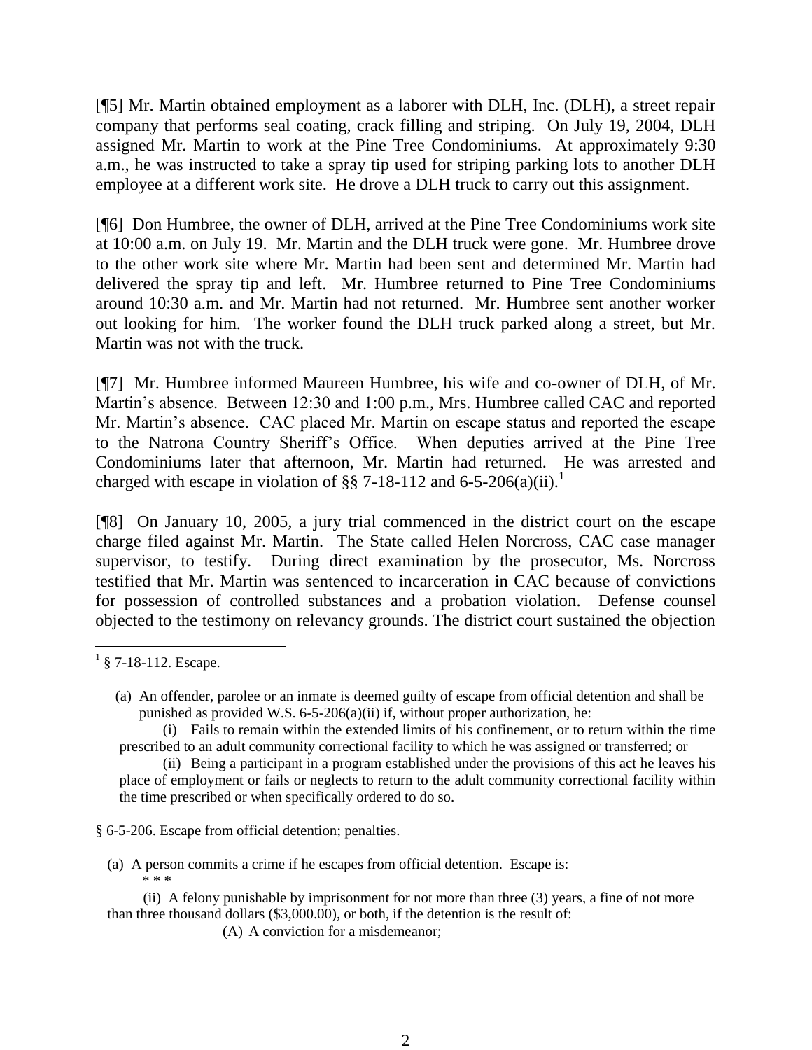[¶5] Mr. Martin obtained employment as a laborer with DLH, Inc. (DLH), a street repair company that performs seal coating, crack filling and striping. On July 19, 2004, DLH assigned Mr. Martin to work at the Pine Tree Condominiums. At approximately 9:30 a.m., he was instructed to take a spray tip used for striping parking lots to another DLH employee at a different work site. He drove a DLH truck to carry out this assignment.

[¶6] Don Humbree, the owner of DLH, arrived at the Pine Tree Condominiums work site at 10:00 a.m. on July 19. Mr. Martin and the DLH truck were gone. Mr. Humbree drove to the other work site where Mr. Martin had been sent and determined Mr. Martin had delivered the spray tip and left. Mr. Humbree returned to Pine Tree Condominiums around 10:30 a.m. and Mr. Martin had not returned. Mr. Humbree sent another worker out looking for him. The worker found the DLH truck parked along a street, but Mr. Martin was not with the truck.

[¶7] Mr. Humbree informed Maureen Humbree, his wife and co-owner of DLH, of Mr. Martin's absence. Between 12:30 and 1:00 p.m., Mrs. Humbree called CAC and reported Mr. Martin's absence. CAC placed Mr. Martin on escape status and reported the escape to the Natrona Country Sheriff's Office. When deputies arrived at the Pine Tree Condominiums later that afternoon, Mr. Martin had returned. He was arrested and charged with escape in violation of §§ 7-18-112 and 6-5-206(a)(ii).[1]

[¶8] On January 10, 2005, a jury trial commenced in the district court on the escape charge filed against Mr. Martin. The State called Helen Norcross, CAC case manager supervisor, to testify. During direct examination by the prosecutor, Ms. Norcross testified that Mr. Martin was sentenced to incarceration in CAC because of convictions for possession of controlled substances and a probation violation. Defense counsel objected to the testimony on relevancy grounds. The district court sustained the objection

---

[1] § 7-18-112. Escape.

> (a) An offender, parolee or an inmate is deemed guilty of escape from official detention and shall be punished as provided W.S. 6-5-206(a)(ii) if, without proper authorization, he:
>
> (i) Fails to remain within the extended limits of his confinement, or to return within the time prescribed to an adult community correctional facility to which he was assigned or transferred; or
>
> (ii) Being a participant in a program established under the provisions of this act he leaves his place of employment or fails or neglects to return to the adult community correctional facility within the time prescribed or when specifically ordered to do so.

§ 6-5-206. Escape from official detention; penalties.

> (a) A person commits a crime if he escapes from official detention. Escape is:
>
> \* \* \*
>
> (ii) A felony punishable by imprisonment for not more than three (3) years, a fine of not more than three thousand dollars ($3,000.00), or both, if the detention is the result of:
>
> (A) A conviction for a misdemeanor;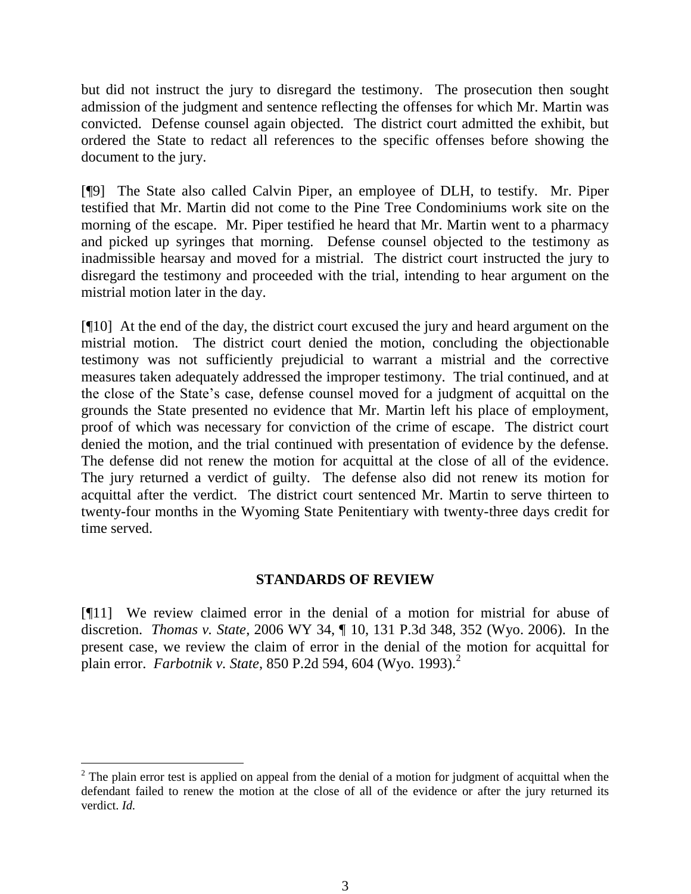but did not instruct the jury to disregard the testimony. The prosecution then sought admission of the judgment and sentence reflecting the offenses for which Mr. Martin was convicted. Defense counsel again objected. The district court admitted the exhibit, but ordered the State to redact all references to the specific offenses before showing the document to the jury.

[¶9] The State also called Calvin Piper, an employee of DLH, to testify. Mr. Piper testified that Mr. Martin did not come to the Pine Tree Condominiums work site on the morning of the escape. Mr. Piper testified he heard that Mr. Martin went to a pharmacy and picked up syringes that morning. Defense counsel objected to the testimony as inadmissible hearsay and moved for a mistrial. The district court instructed the jury to disregard the testimony and proceeded with the trial, intending to hear argument on the mistrial motion later in the day.

[¶10] At the end of the day, the district court excused the jury and heard argument on the mistrial motion. The district court denied the motion, concluding the objectionable testimony was not sufficiently prejudicial to warrant a mistrial and the corrective measures taken adequately addressed the improper testimony. The trial continued, and at the close of the State's case, defense counsel moved for a judgment of acquittal on the grounds the State presented no evidence that Mr. Martin left his place of employment, proof of which was necessary for conviction of the crime of escape. The district court denied the motion, and the trial continued with presentation of evidence by the defense. The defense did not renew the motion for acquittal at the close of all of the evidence. The jury returned a verdict of guilty. The defense also did not renew its motion for acquittal after the verdict. The district court sentenced Mr. Martin to serve thirteen to twenty-four months in the Wyoming State Penitentiary with twenty-three days credit for time served.

## STANDARDS OF REVIEW

[¶11] We review claimed error in the denial of a motion for mistrial for abuse of discretion. *Thomas v. State*, 2006 WY 34, ¶ 10, 131 P.3d 348, 352 (Wyo. 2006). In the present case, we review the claim of error in the denial of the motion for acquittal for plain error. *Farbotnik v. State*, 850 P.2d 594, 604 (Wyo. 1993).[2]

---

[2] The plain error test is applied on appeal from the denial of a motion for judgment of acquittal when the defendant failed to renew the motion at the close of all of the evidence or after the jury returned its verdict. *Id.*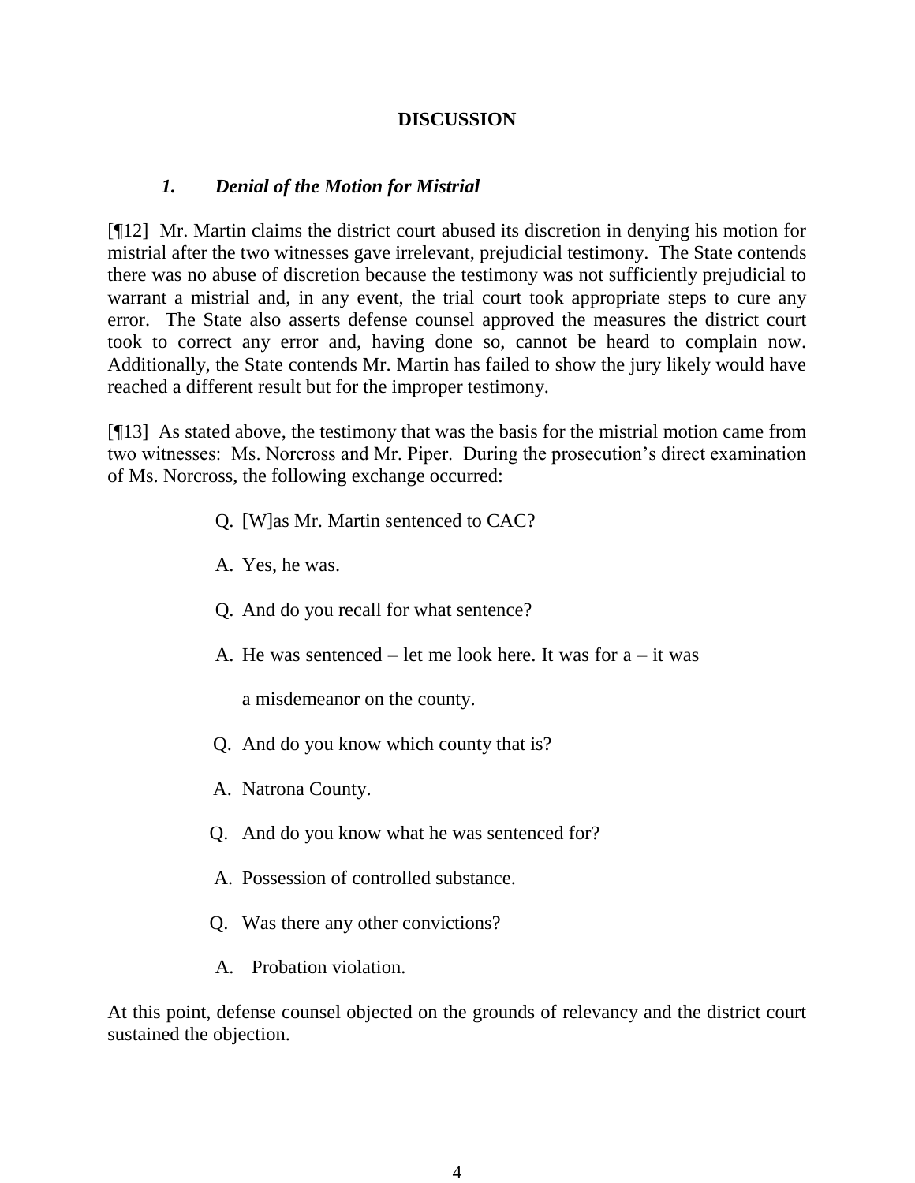## DISCUSSION

### *1. Denial of the Motion for Mistrial*

[¶12] Mr. Martin claims the district court abused its discretion in denying his motion for mistrial after the two witnesses gave irrelevant, prejudicial testimony. The State contends there was no abuse of discretion because the testimony was not sufficiently prejudicial to warrant a mistrial and, in any event, the trial court took appropriate steps to cure any error. The State also asserts defense counsel approved the measures the district court took to correct any error and, having done so, cannot be heard to complain now. Additionally, the State contends Mr. Martin has failed to show the jury likely would have reached a different result but for the improper testimony.

[¶13] As stated above, the testimony that was the basis for the mistrial motion came from two witnesses: Ms. Norcross and Mr. Piper. During the prosecution's direct examination of Ms. Norcross, the following exchange occurred:

> Q. [W]as Mr. Martin sentenced to CAC?
>
> A. Yes, he was.
>
> Q. And do you recall for what sentence?
>
> A. He was sentenced – let me look here. It was for a – it was a misdemeanor on the county.
>
> Q. And do you know which county that is?
>
> A. Natrona County.
>
> Q. And do you know what he was sentenced for?
>
> A. Possession of controlled substance.
>
> Q. Was there any other convictions?
>
> A. Probation violation.

At this point, defense counsel objected on the grounds of relevancy and the district court sustained the objection.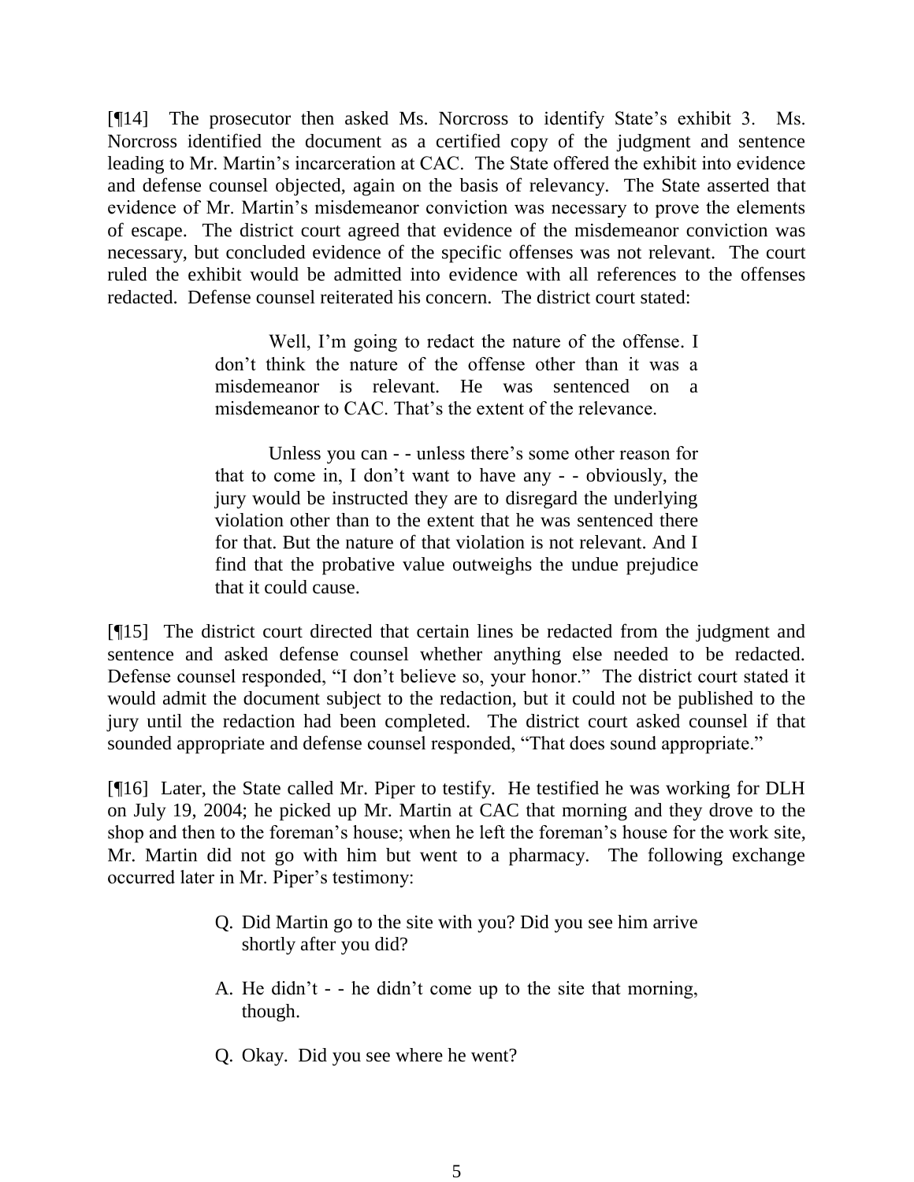[¶14] The prosecutor then asked Ms. Norcross to identify State's exhibit 3. Ms. Norcross identified the document as a certified copy of the judgment and sentence leading to Mr. Martin's incarceration at CAC. The State offered the exhibit into evidence and defense counsel objected, again on the basis of relevancy. The State asserted that evidence of Mr. Martin's misdemeanor conviction was necessary to prove the elements of escape. The district court agreed that evidence of the misdemeanor conviction was necessary, but concluded evidence of the specific offenses was not relevant. The court ruled the exhibit would be admitted into evidence with all references to the offenses redacted. Defense counsel reiterated his concern. The district court stated:

> Well, I'm going to redact the nature of the offense. I don't think the nature of the offense other than it was a misdemeanor is relevant. He was sentenced on a misdemeanor to CAC. That's the extent of the relevance.
>
> Unless you can - - unless there's some other reason for that to come in, I don't want to have any - - obviously, the jury would be instructed they are to disregard the underlying violation other than to the extent that he was sentenced there for that. But the nature of that violation is not relevant. And I find that the probative value outweighs the undue prejudice that it could cause.

[¶15] The district court directed that certain lines be redacted from the judgment and sentence and asked defense counsel whether anything else needed to be redacted. Defense counsel responded, "I don't believe so, your honor." The district court stated it would admit the document subject to the redaction, but it could not be published to the jury until the redaction had been completed. The district court asked counsel if that sounded appropriate and defense counsel responded, "That does sound appropriate."

[¶16] Later, the State called Mr. Piper to testify. He testified he was working for DLH on July 19, 2004; he picked up Mr. Martin at CAC that morning and they drove to the shop and then to the foreman's house; when he left the foreman's house for the work site, Mr. Martin did not go with him but went to a pharmacy. The following exchange occurred later in Mr. Piper's testimony:

> Q. Did Martin go to the site with you? Did you see him arrive shortly after you did?
>
> A. He didn't - - he didn't come up to the site that morning, though.
>
> Q. Okay. Did you see where he went?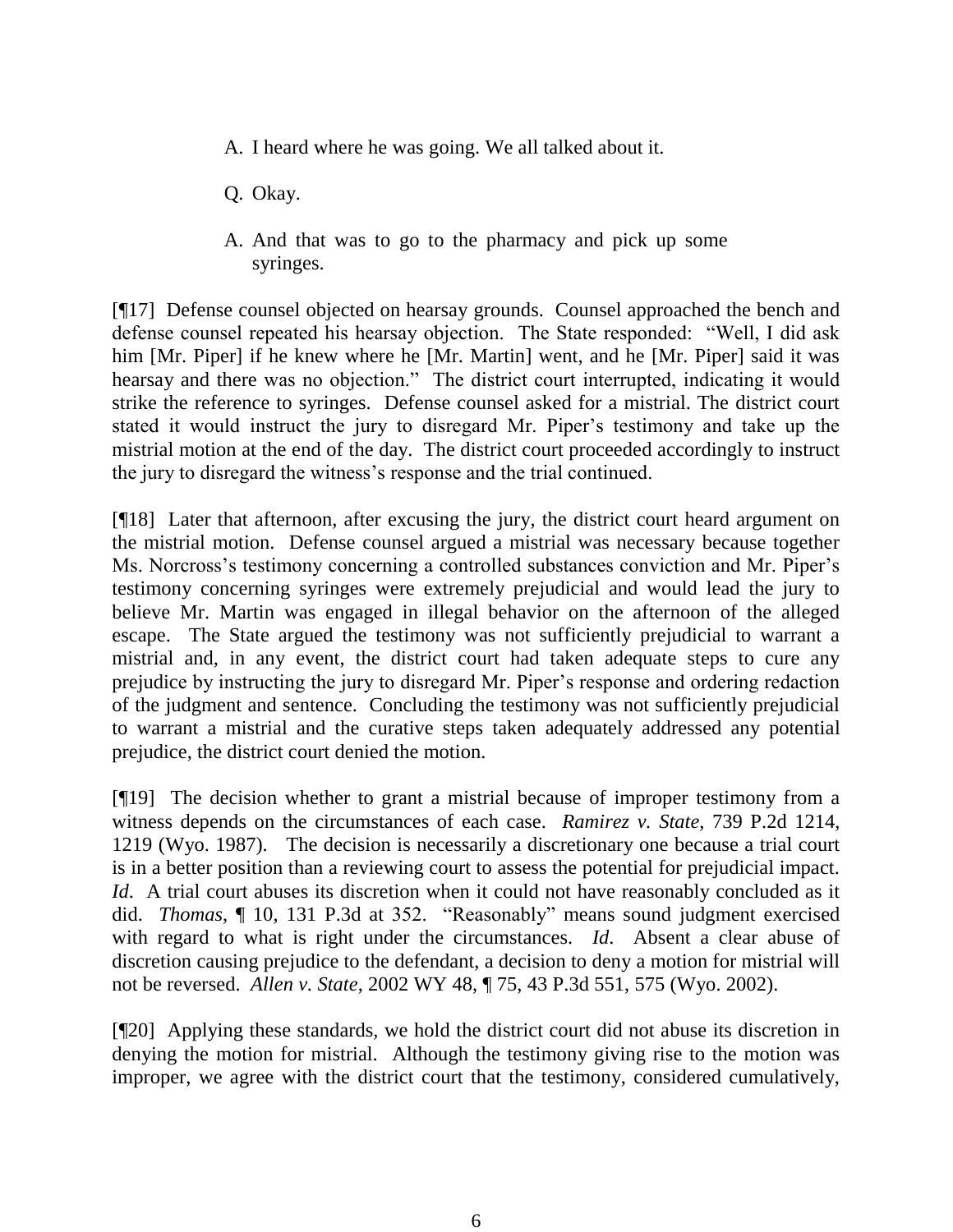> A. I heard where he was going. We all talked about it.
>
> Q. Okay.
>
> A. And that was to go to the pharmacy and pick up some syringes.

[¶17] Defense counsel objected on hearsay grounds. Counsel approached the bench and defense counsel repeated his hearsay objection. The State responded: "Well, I did ask him [Mr. Piper] if he knew where he [Mr. Martin] went, and he [Mr. Piper] said it was hearsay and there was no objection." The district court interrupted, indicating it would strike the reference to syringes. Defense counsel asked for a mistrial. The district court stated it would instruct the jury to disregard Mr. Piper's testimony and take up the mistrial motion at the end of the day. The district court proceeded accordingly to instruct the jury to disregard the witness's response and the trial continued.

[¶18] Later that afternoon, after excusing the jury, the district court heard argument on the mistrial motion. Defense counsel argued a mistrial was necessary because together Ms. Norcross's testimony concerning a controlled substances conviction and Mr. Piper's testimony concerning syringes were extremely prejudicial and would lead the jury to believe Mr. Martin was engaged in illegal behavior on the afternoon of the alleged escape. The State argued the testimony was not sufficiently prejudicial to warrant a mistrial and, in any event, the district court had taken adequate steps to cure any prejudice by instructing the jury to disregard Mr. Piper's response and ordering redaction of the judgment and sentence. Concluding the testimony was not sufficiently prejudicial to warrant a mistrial and the curative steps taken adequately addressed any potential prejudice, the district court denied the motion.

[¶19] The decision whether to grant a mistrial because of improper testimony from a witness depends on the circumstances of each case. *Ramirez v. State*, 739 P.2d 1214, 1219 (Wyo. 1987). The decision is necessarily a discretionary one because a trial court is in a better position than a reviewing court to assess the potential for prejudicial impact. *Id*. A trial court abuses its discretion when it could not have reasonably concluded as it did. *Thomas*, ¶ 10, 131 P.3d at 352. "Reasonably" means sound judgment exercised with regard to what is right under the circumstances. *Id*. Absent a clear abuse of discretion causing prejudice to the defendant, a decision to deny a motion for mistrial will not be reversed. *Allen v. State*, 2002 WY 48, ¶ 75, 43 P.3d 551, 575 (Wyo. 2002).

[¶20] Applying these standards, we hold the district court did not abuse its discretion in denying the motion for mistrial. Although the testimony giving rise to the motion was improper, we agree with the district court that the testimony, considered cumulatively,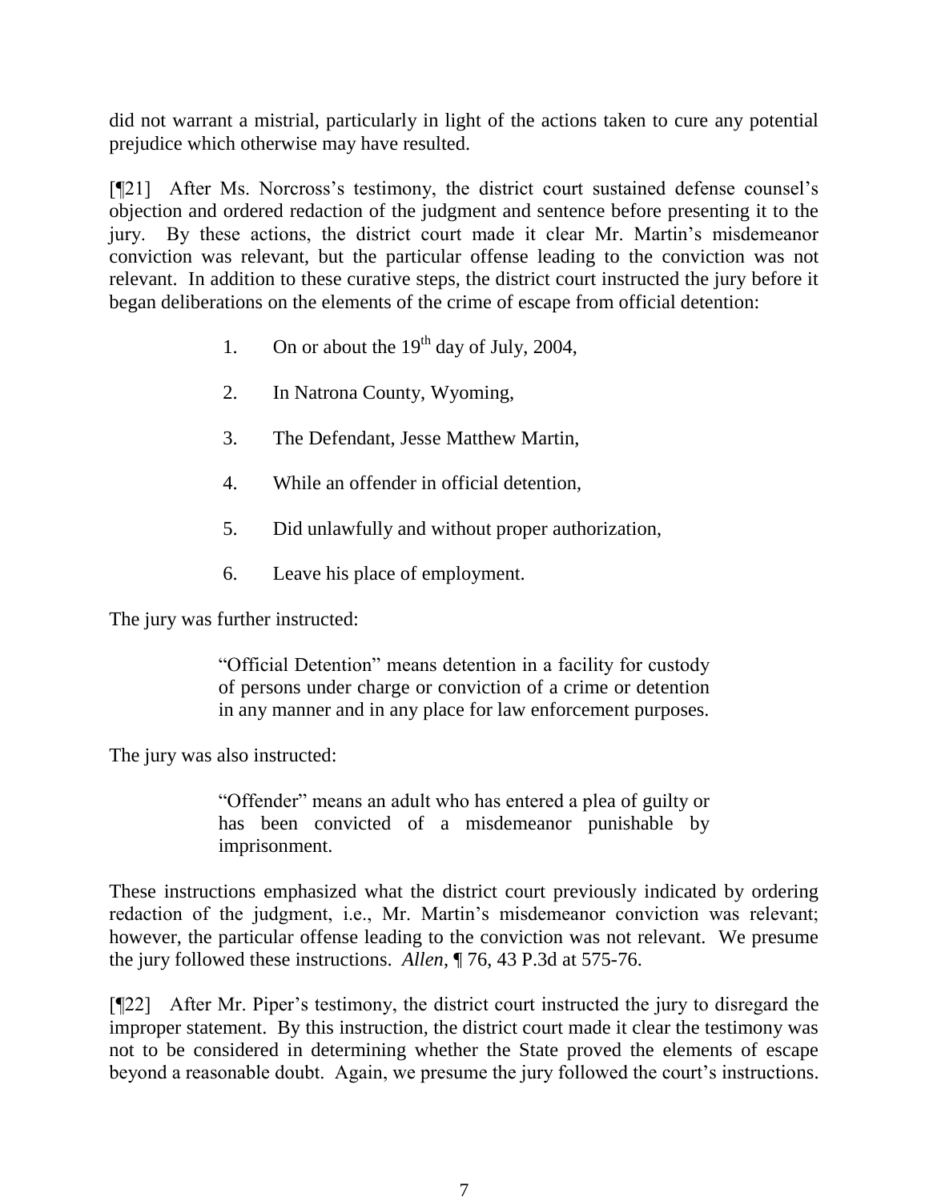did not warrant a mistrial, particularly in light of the actions taken to cure any potential prejudice which otherwise may have resulted.

[¶21] After Ms. Norcross's testimony, the district court sustained defense counsel's objection and ordered redaction of the judgment and sentence before presenting it to the jury. By these actions, the district court made it clear Mr. Martin's misdemeanor conviction was relevant, but the particular offense leading to the conviction was not relevant. In addition to these curative steps, the district court instructed the jury before it began deliberations on the elements of the crime of escape from official detention:

> 1. On or about the 19th day of July, 2004,
>
> 2. In Natrona County, Wyoming,
>
> 3. The Defendant, Jesse Matthew Martin,
>
> 4. While an offender in official detention,
>
> 5. Did unlawfully and without proper authorization,
>
> 6. Leave his place of employment.

The jury was further instructed:

> "Official Detention" means detention in a facility for custody of persons under charge or conviction of a crime or detention in any manner and in any place for law enforcement purposes.

The jury was also instructed:

> "Offender" means an adult who has entered a plea of guilty or has been convicted of a misdemeanor punishable by imprisonment.

These instructions emphasized what the district court previously indicated by ordering redaction of the judgment, i.e., Mr. Martin's misdemeanor conviction was relevant; however, the particular offense leading to the conviction was not relevant. We presume the jury followed these instructions. *Allen*, ¶ 76, 43 P.3d at 575-76.

[¶22] After Mr. Piper's testimony, the district court instructed the jury to disregard the improper statement. By this instruction, the district court made it clear the testimony was not to be considered in determining whether the State proved the elements of escape beyond a reasonable doubt. Again, we presume the jury followed the court's instructions.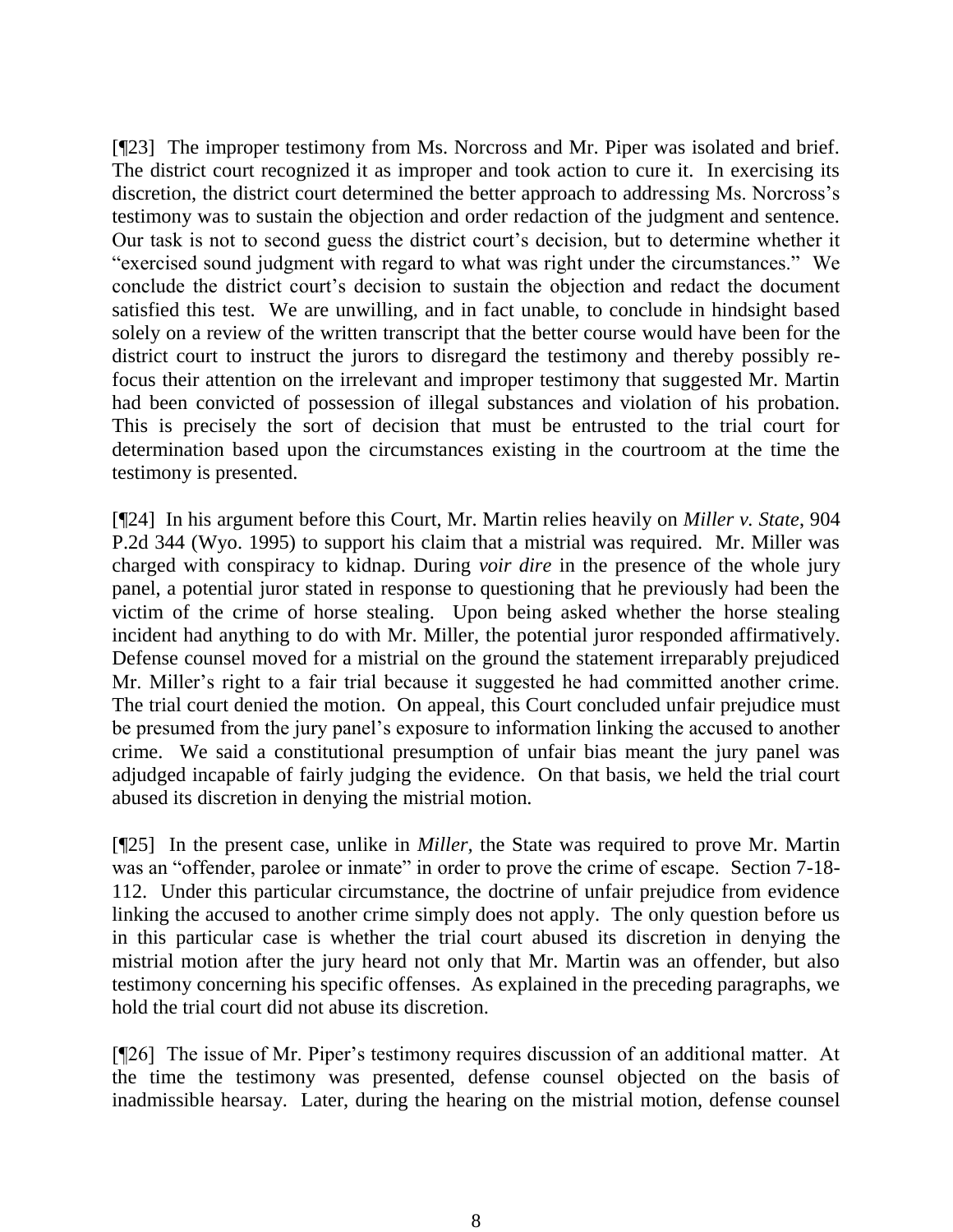[¶23] The improper testimony from Ms. Norcross and Mr. Piper was isolated and brief. The district court recognized it as improper and took action to cure it. In exercising its discretion, the district court determined the better approach to addressing Ms. Norcross's testimony was to sustain the objection and order redaction of the judgment and sentence. Our task is not to second guess the district court's decision, but to determine whether it "exercised sound judgment with regard to what was right under the circumstances." We conclude the district court's decision to sustain the objection and redact the document satisfied this test. We are unwilling, and in fact unable, to conclude in hindsight based solely on a review of the written transcript that the better course would have been for the district court to instruct the jurors to disregard the testimony and thereby possibly re-focus their attention on the irrelevant and improper testimony that suggested Mr. Martin had been convicted of possession of illegal substances and violation of his probation. This is precisely the sort of decision that must be entrusted to the trial court for determination based upon the circumstances existing in the courtroom at the time the testimony is presented.

[¶24] In his argument before this Court, Mr. Martin relies heavily on *Miller v. State*, 904 P.2d 344 (Wyo. 1995) to support his claim that a mistrial was required. Mr. Miller was charged with conspiracy to kidnap. During *voir dire* in the presence of the whole jury panel, a potential juror stated in response to questioning that he previously had been the victim of the crime of horse stealing. Upon being asked whether the horse stealing incident had anything to do with Mr. Miller, the potential juror responded affirmatively. Defense counsel moved for a mistrial on the ground the statement irreparably prejudiced Mr. Miller's right to a fair trial because it suggested he had committed another crime. The trial court denied the motion. On appeal, this Court concluded unfair prejudice must be presumed from the jury panel's exposure to information linking the accused to another crime. We said a constitutional presumption of unfair bias meant the jury panel was adjudged incapable of fairly judging the evidence. On that basis, we held the trial court abused its discretion in denying the mistrial motion.

[¶25] In the present case, unlike in *Miller*, the State was required to prove Mr. Martin was an "offender, parolee or inmate" in order to prove the crime of escape. Section 7-18-112. Under this particular circumstance, the doctrine of unfair prejudice from evidence linking the accused to another crime simply does not apply. The only question before us in this particular case is whether the trial court abused its discretion in denying the mistrial motion after the jury heard not only that Mr. Martin was an offender, but also testimony concerning his specific offenses. As explained in the preceding paragraphs, we hold the trial court did not abuse its discretion.

[¶26] The issue of Mr. Piper's testimony requires discussion of an additional matter. At the time the testimony was presented, defense counsel objected on the basis of inadmissible hearsay. Later, during the hearing on the mistrial motion, defense counsel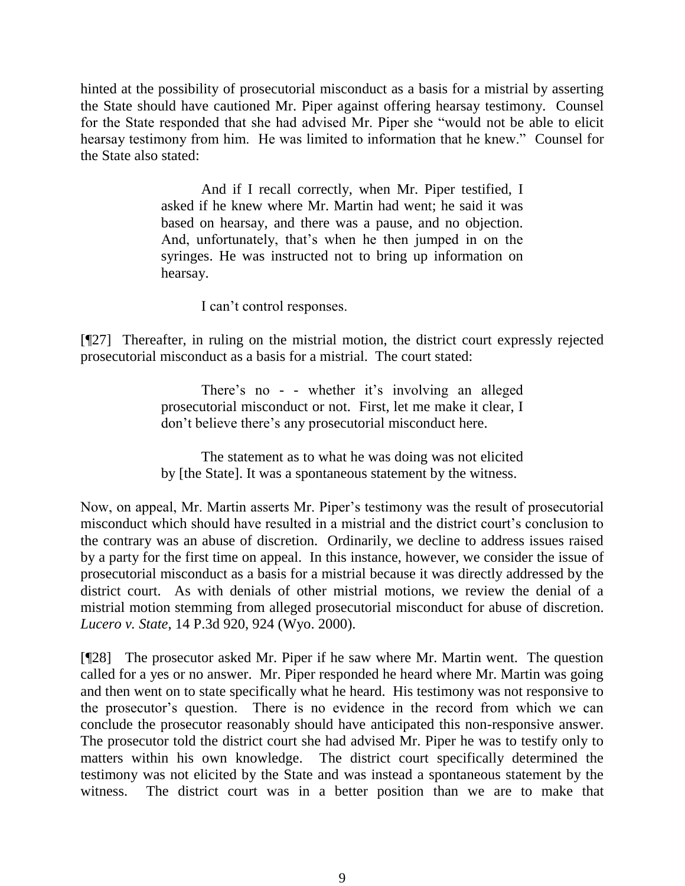hinted at the possibility of prosecutorial misconduct as a basis for a mistrial by asserting the State should have cautioned Mr. Piper against offering hearsay testimony. Counsel for the State responded that she had advised Mr. Piper she "would not be able to elicit hearsay testimony from him. He was limited to information that he knew." Counsel for the State also stated:

> And if I recall correctly, when Mr. Piper testified, I asked if he knew where Mr. Martin had went; he said it was based on hearsay, and there was a pause, and no objection. And, unfortunately, that's when he then jumped in on the syringes. He was instructed not to bring up information on hearsay.
>
> I can't control responses.

[¶27] Thereafter, in ruling on the mistrial motion, the district court expressly rejected prosecutorial misconduct as a basis for a mistrial. The court stated:

> There's no - - whether it's involving an alleged prosecutorial misconduct or not. First, let me make it clear, I don't believe there's any prosecutorial misconduct here.
>
> The statement as to what he was doing was not elicited by [the State]. It was a spontaneous statement by the witness.

Now, on appeal, Mr. Martin asserts Mr. Piper's testimony was the result of prosecutorial misconduct which should have resulted in a mistrial and the district court's conclusion to the contrary was an abuse of discretion. Ordinarily, we decline to address issues raised by a party for the first time on appeal. In this instance, however, we consider the issue of prosecutorial misconduct as a basis for a mistrial because it was directly addressed by the district court. As with denials of other mistrial motions, we review the denial of a mistrial motion stemming from alleged prosecutorial misconduct for abuse of discretion. *Lucero v. State*, 14 P.3d 920, 924 (Wyo. 2000).

[¶28] The prosecutor asked Mr. Piper if he saw where Mr. Martin went. The question called for a yes or no answer. Mr. Piper responded he heard where Mr. Martin was going and then went on to state specifically what he heard. His testimony was not responsive to the prosecutor's question. There is no evidence in the record from which we can conclude the prosecutor reasonably should have anticipated this non-responsive answer. The prosecutor told the district court she had advised Mr. Piper he was to testify only to matters within his own knowledge. The district court specifically determined the testimony was not elicited by the State and was instead a spontaneous statement by the witness. The district court was in a better position than we are to make that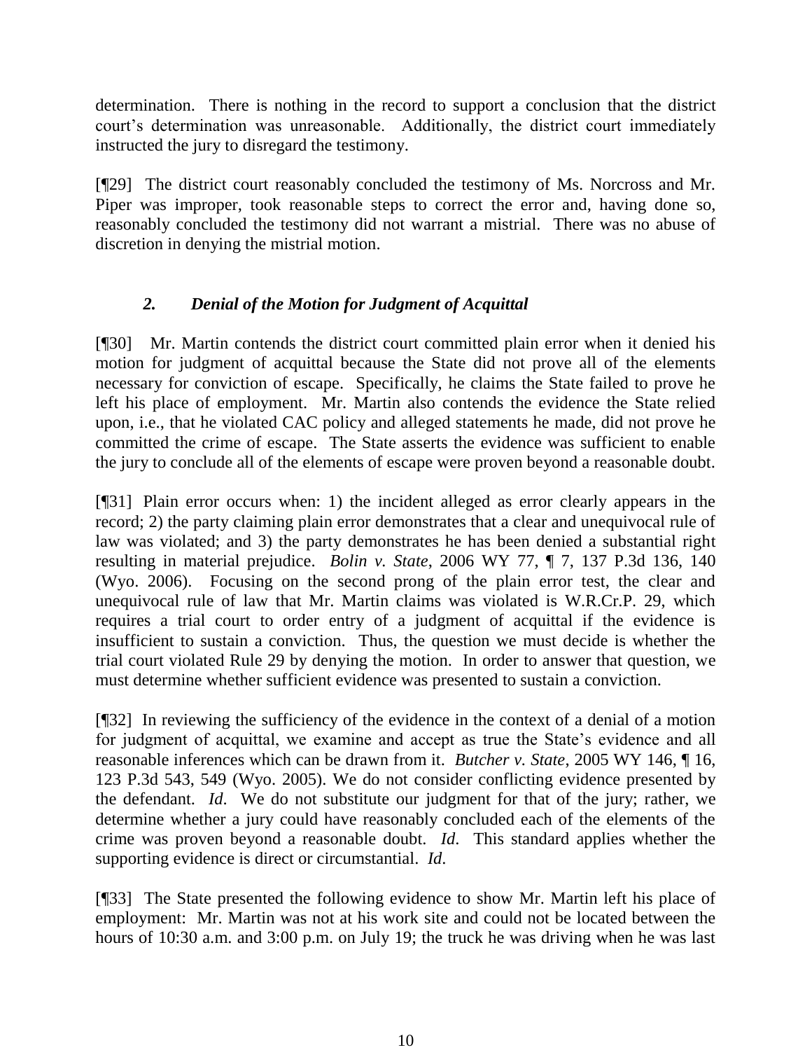determination. There is nothing in the record to support a conclusion that the district court's determination was unreasonable. Additionally, the district court immediately instructed the jury to disregard the testimony.

[¶29] The district court reasonably concluded the testimony of Ms. Norcross and Mr. Piper was improper, took reasonable steps to correct the error and, having done so, reasonably concluded the testimony did not warrant a mistrial. There was no abuse of discretion in denying the mistrial motion.

### *2. Denial of the Motion for Judgment of Acquittal*

[¶30] Mr. Martin contends the district court committed plain error when it denied his motion for judgment of acquittal because the State did not prove all of the elements necessary for conviction of escape. Specifically, he claims the State failed to prove he left his place of employment. Mr. Martin also contends the evidence the State relied upon, i.e., that he violated CAC policy and alleged statements he made, did not prove he committed the crime of escape. The State asserts the evidence was sufficient to enable the jury to conclude all of the elements of escape were proven beyond a reasonable doubt.

[¶31] Plain error occurs when: 1) the incident alleged as error clearly appears in the record; 2) the party claiming plain error demonstrates that a clear and unequivocal rule of law was violated; and 3) the party demonstrates he has been denied a substantial right resulting in material prejudice. *Bolin v. State*, 2006 WY 77, ¶ 7, 137 P.3d 136, 140 (Wyo. 2006). Focusing on the second prong of the plain error test, the clear and unequivocal rule of law that Mr. Martin claims was violated is W.R.Cr.P. 29, which requires a trial court to order entry of a judgment of acquittal if the evidence is insufficient to sustain a conviction. Thus, the question we must decide is whether the trial court violated Rule 29 by denying the motion. In order to answer that question, we must determine whether sufficient evidence was presented to sustain a conviction.

[¶32] In reviewing the sufficiency of the evidence in the context of a denial of a motion for judgment of acquittal, we examine and accept as true the State's evidence and all reasonable inferences which can be drawn from it. *Butcher v. State*, 2005 WY 146, ¶ 16, 123 P.3d 543, 549 (Wyo. 2005). We do not consider conflicting evidence presented by the defendant. *Id*. We do not substitute our judgment for that of the jury; rather, we determine whether a jury could have reasonably concluded each of the elements of the crime was proven beyond a reasonable doubt. *Id*. This standard applies whether the supporting evidence is direct or circumstantial. *Id*.

[¶33] The State presented the following evidence to show Mr. Martin left his place of employment: Mr. Martin was not at his work site and could not be located between the hours of 10:30 a.m. and 3:00 p.m. on July 19; the truck he was driving when he was last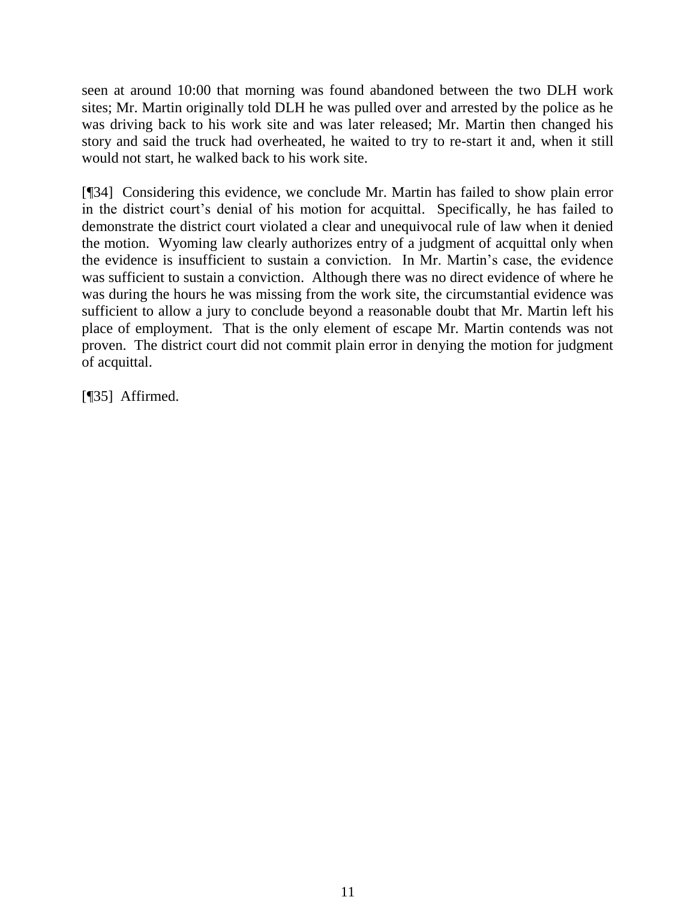seen at around 10:00 that morning was found abandoned between the two DLH work sites; Mr. Martin originally told DLH he was pulled over and arrested by the police as he was driving back to his work site and was later released; Mr. Martin then changed his story and said the truck had overheated, he waited to try to re-start it and, when it still would not start, he walked back to his work site.

[¶34] Considering this evidence, we conclude Mr. Martin has failed to show plain error in the district court's denial of his motion for acquittal. Specifically, he has failed to demonstrate the district court violated a clear and unequivocal rule of law when it denied the motion. Wyoming law clearly authorizes entry of a judgment of acquittal only when the evidence is insufficient to sustain a conviction. In Mr. Martin's case, the evidence was sufficient to sustain a conviction. Although there was no direct evidence of where he was during the hours he was missing from the work site, the circumstantial evidence was sufficient to allow a jury to conclude beyond a reasonable doubt that Mr. Martin left his place of employment. That is the only element of escape Mr. Martin contends was not proven. The district court did not commit plain error in denying the motion for judgment of acquittal.

[¶35] Affirmed.